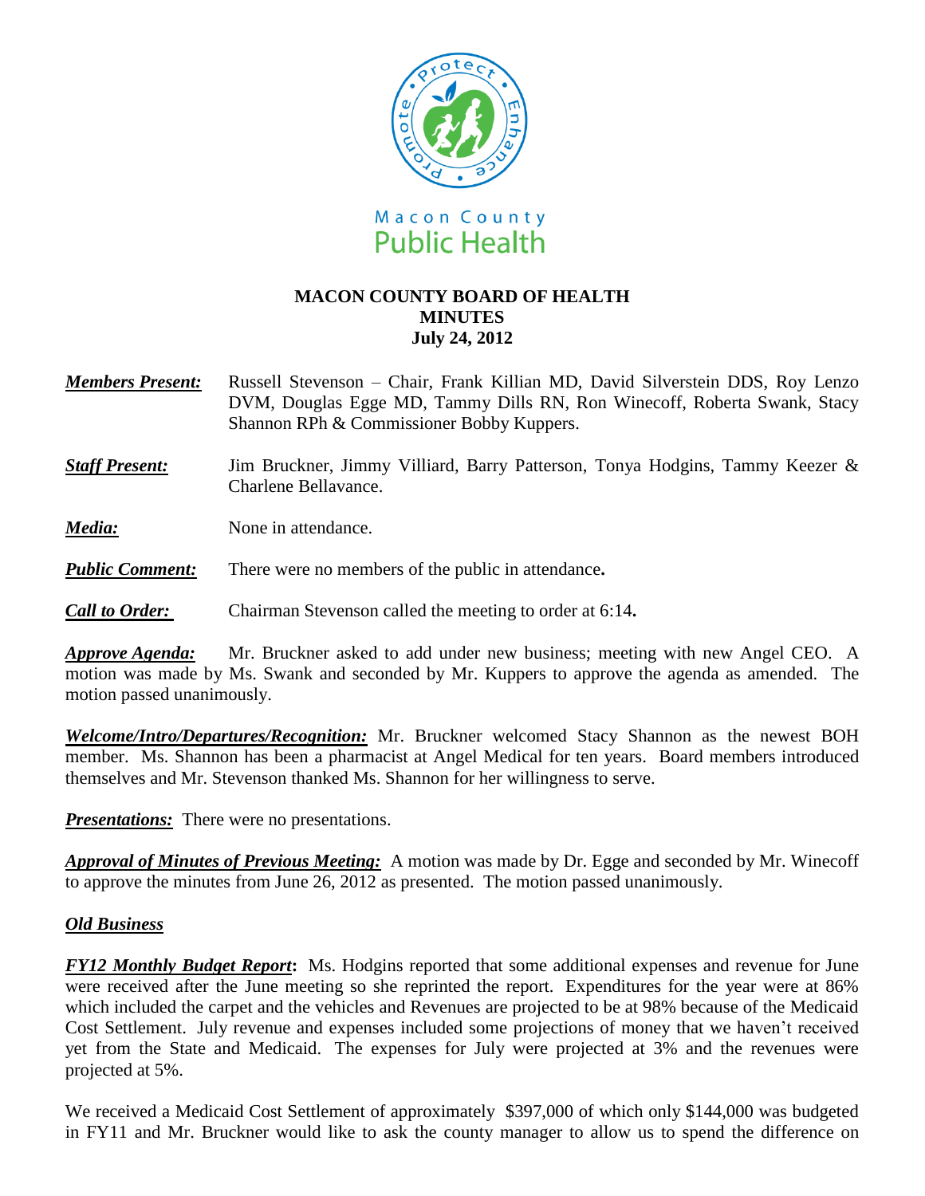Macon County Public Health

# MACON COUNTY BOARD OF HEALTH
## MINUTES
### July 24, 2012

***Members Present:*** Russell Stevenson – Chair, Frank Killian MD, David Silverstein DDS, Roy Lenzo DVM, Douglas Egge MD, Tammy Dills RN, Ron Winecoff, Roberta Swank, Stacy Shannon RPh & Commissioner Bobby Kuppers.

***Staff Present:*** Jim Bruckner, Jimmy Villiard, Barry Patterson, Tonya Hodgins, Tammy Keezer & Charlene Bellavance.

***Media:*** None in attendance.

***Public Comment:*** There were no members of the public in attendance**.**

***Call to Order:*** Chairman Stevenson called the meeting to order at 6:14**.**

***Approve Agenda:*** Mr. Bruckner asked to add under new business; meeting with new Angel CEO. A motion was made by Ms. Swank and seconded by Mr. Kuppers to approve the agenda as amended. The motion passed unanimously.

***Welcome/Intro/Departures/Recognition:*** Mr. Bruckner welcomed Stacy Shannon as the newest BOH member. Ms. Shannon has been a pharmacist at Angel Medical for ten years. Board members introduced themselves and Mr. Stevenson thanked Ms. Shannon for her willingness to serve.

***Presentations:*** There were no presentations.

***Approval of Minutes of Previous Meeting:*** A motion was made by Dr. Egge and seconded by Mr. Winecoff to approve the minutes from June 26, 2012 as presented. The motion passed unanimously.

***Old Business***

***FY12 Monthly Budget Report*:** Ms. Hodgins reported that some additional expenses and revenue for June were received after the June meeting so she reprinted the report. Expenditures for the year were at 86% which included the carpet and the vehicles and Revenues are projected to be at 98% because of the Medicaid Cost Settlement. July revenue and expenses included some projections of money that we haven't received yet from the State and Medicaid. The expenses for July were projected at 3% and the revenues were projected at 5%.

We received a Medicaid Cost Settlement of approximately $397,000 of which only $144,000 was budgeted in FY11 and Mr. Bruckner would like to ask the county manager to allow us to spend the difference on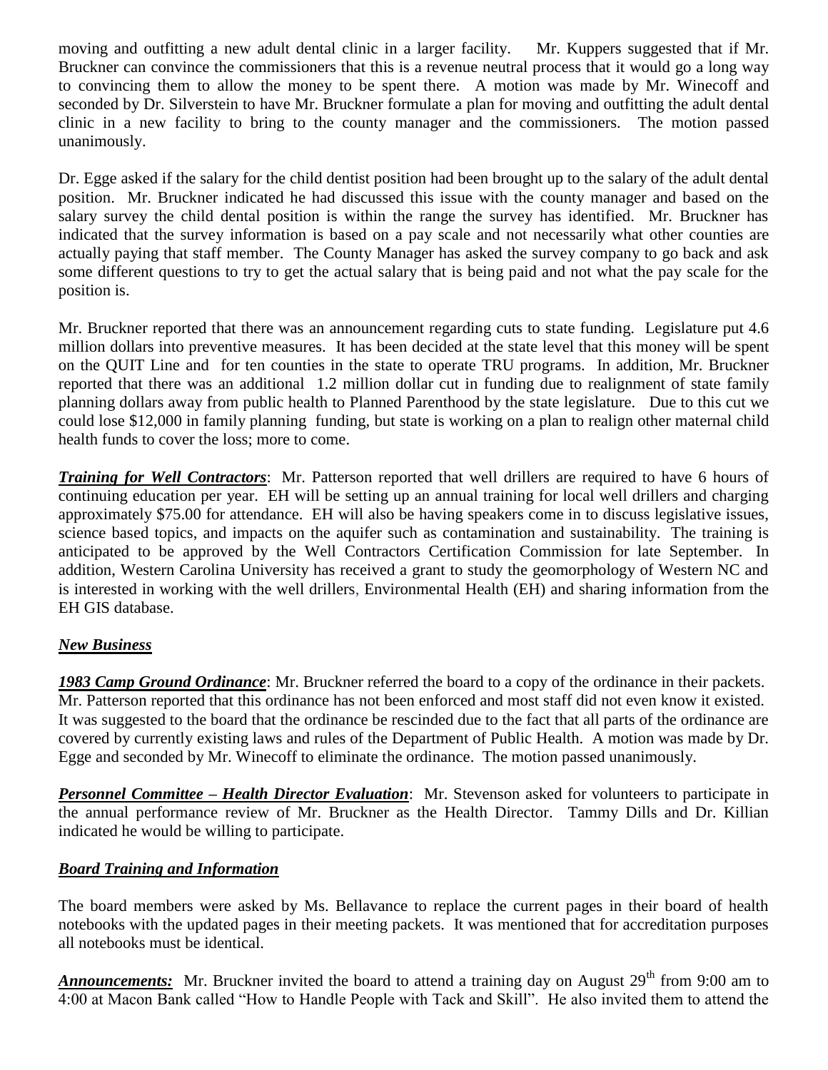moving and outfitting a new adult dental clinic in a larger facility. Mr. Kuppers suggested that if Mr. Bruckner can convince the commissioners that this is a revenue neutral process that it would go a long way to convincing them to allow the money to be spent there. A motion was made by Mr. Winecoff and seconded by Dr. Silverstein to have Mr. Bruckner formulate a plan for moving and outfitting the adult dental clinic in a new facility to bring to the county manager and the commissioners. The motion passed unanimously.

Dr. Egge asked if the salary for the child dentist position had been brought up to the salary of the adult dental position. Mr. Bruckner indicated he had discussed this issue with the county manager and based on the salary survey the child dental position is within the range the survey has identified. Mr. Bruckner has indicated that the survey information is based on a pay scale and not necessarily what other counties are actually paying that staff member. The County Manager has asked the survey company to go back and ask some different questions to try to get the actual salary that is being paid and not what the pay scale for the position is.

Mr. Bruckner reported that there was an announcement regarding cuts to state funding. Legislature put 4.6 million dollars into preventive measures. It has been decided at the state level that this money will be spent on the QUIT Line and for ten counties in the state to operate TRU programs. In addition, Mr. Bruckner reported that there was an additional 1.2 million dollar cut in funding due to realignment of state family planning dollars away from public health to Planned Parenthood by the state legislature. Due to this cut we could lose $12,000 in family planning funding, but state is working on a plan to realign other maternal child health funds to cover the loss; more to come.

***Training for Well Contractors***: Mr. Patterson reported that well drillers are required to have 6 hours of continuing education per year. EH will be setting up an annual training for local well drillers and charging approximately $75.00 for attendance. EH will also be having speakers come in to discuss legislative issues, science based topics, and impacts on the aquifer such as contamination and sustainability. The training is anticipated to be approved by the Well Contractors Certification Commission for late September. In addition, Western Carolina University has received a grant to study the geomorphology of Western NC and is interested in working with the well drillers, Environmental Health (EH) and sharing information from the EH GIS database.

## ***New Business***

***1983 Camp Ground Ordinance***: Mr. Bruckner referred the board to a copy of the ordinance in their packets. Mr. Patterson reported that this ordinance has not been enforced and most staff did not even know it existed. It was suggested to the board that the ordinance be rescinded due to the fact that all parts of the ordinance are covered by currently existing laws and rules of the Department of Public Health. A motion was made by Dr. Egge and seconded by Mr. Winecoff to eliminate the ordinance. The motion passed unanimously.

***Personnel Committee – Health Director Evaluation***: Mr. Stevenson asked for volunteers to participate in the annual performance review of Mr. Bruckner as the Health Director. Tammy Dills and Dr. Killian indicated he would be willing to participate.

## ***Board Training and Information***

The board members were asked by Ms. Bellavance to replace the current pages in their board of health notebooks with the updated pages in their meeting packets. It was mentioned that for accreditation purposes all notebooks must be identical.

***Announcements:*** Mr. Bruckner invited the board to attend a training day on August 29th from 9:00 am to 4:00 at Macon Bank called "How to Handle People with Tack and Skill". He also invited them to attend the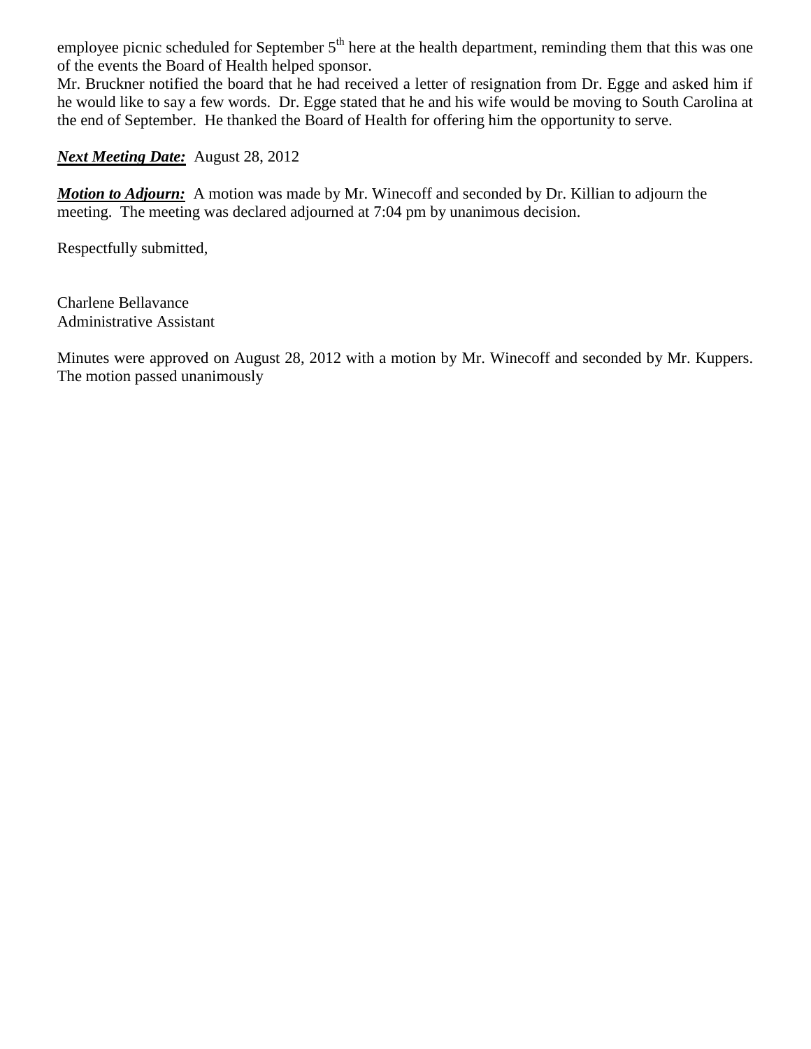employee picnic scheduled for September 5th here at the health department, reminding them that this was one of the events the Board of Health helped sponsor.

Mr. Bruckner notified the board that he had received a letter of resignation from Dr. Egge and asked him if he would like to say a few words. Dr. Egge stated that he and his wife would be moving to South Carolina at the end of September. He thanked the Board of Health for offering him the opportunity to serve.

***Next Meeting Date:*** August 28, 2012

***Motion to Adjourn:*** A motion was made by Mr. Winecoff and seconded by Dr. Killian to adjourn the meeting. The meeting was declared adjourned at 7:04 pm by unanimous decision.

Respectfully submitted,

Charlene Bellavance
Administrative Assistant

Minutes were approved on August 28, 2012 with a motion by Mr. Winecoff and seconded by Mr. Kuppers. The motion passed unanimously